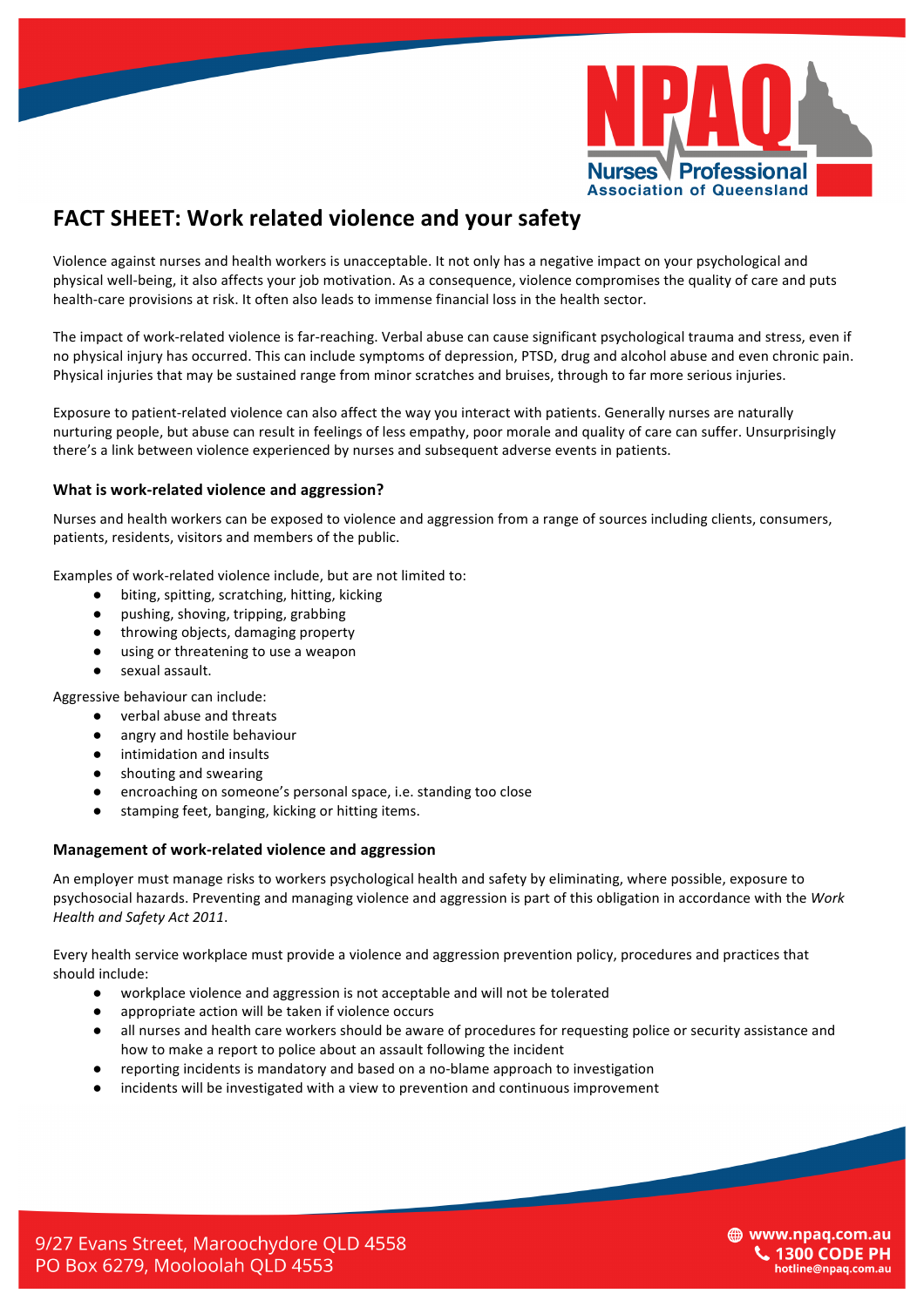# FACT SHEET: Work related violence and your safety

Violence against nurses and health workers is unacceptable. It not only has a negative impact on your psychological and physical well-being, it also affects your job motivation. As a consequence, violence compromises the quality of care and puts health-care provisions at risk. It often also leads to immense financial loss in the health sector.

The impact of work-related violence is far-reaching. Verbal abuse can cause significant psychological trauma and stress, even if no physical injury has occurred. This can include symptoms of depression, PTSD, drug and alcohol abuse and even chronic pain. Physical injuries that may be sustained range from minor scratches and bruises, through to far more serious injuries.

Exposure to patient-related violence can also affect the way you interact with patients. Generally nurses are naturally nurturing people, but abuse can result in feelings of less empathy, poor morale and quality of care can suffer. Unsurprisingly there's a link between violence experienced by nurses and subsequent adverse events in patients.

### What is work-related violence and aggression?

Nurses and health workers can be exposed to violence and aggression from a range of sources including clients, consumers, patients, residents, visitors and members of the public.

Examples of work-related violence include, but are not limited to:

- biting, spitting, scratching, hitting, kicking
- pushing, shoving, tripping, grabbing
- throwing objects, damaging property
- using or threatening to use a weapon
- sexual assault.

Aggressive behaviour can include:

- verbal abuse and threats
- angry and hostile behaviour
- intimidation and insults
- shouting and swearing
- encroaching on someone's personal space, i.e. standing too close
- stamping feet, banging, kicking or hitting items.

### Management of work-related violence and aggression

An employer must manage risks to workers psychological health and safety by eliminating, where possible, exposure to psychosocial hazards. Preventing and managing violence and aggression is part of this obligation in accordance with the *Work Health and Safety Act 2011*.

Every health service workplace must provide a violence and aggression prevention policy, procedures and practices that should include:

- workplace violence and aggression is not acceptable and will not be tolerated
- appropriate action will be taken if violence occurs
- all nurses and health care workers should be aware of procedures for requesting police or security assistance and how to make a report to police about an assault following the incident
- reporting incidents is mandatory and based on a no-blame approach to investigation
- incidents will be investigated with a view to prevention and continuous improvement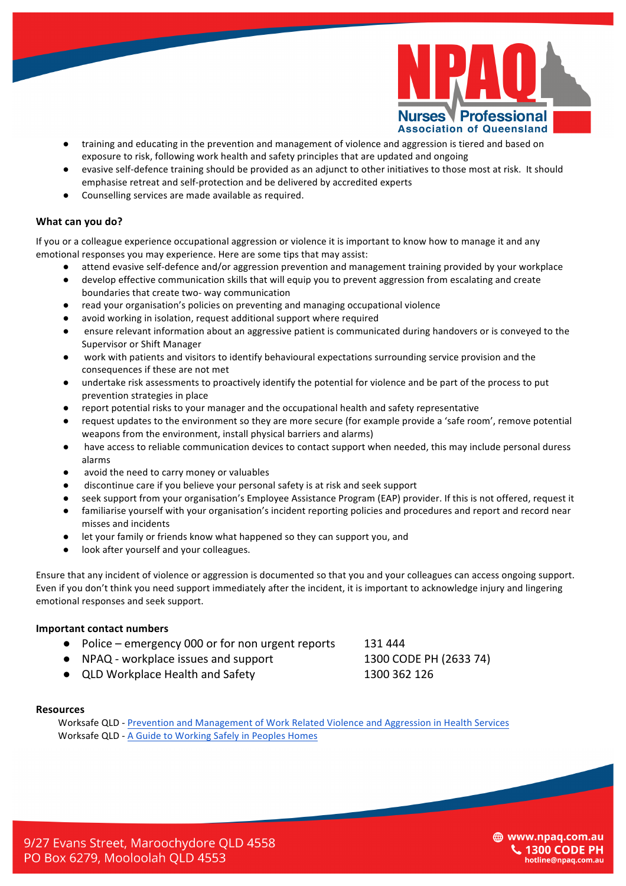- training and educating in the prevention and management of violence and aggression is tiered and based on exposure to risk, following work health and safety principles that are updated and ongoing
- evasive self-defence training should be provided as an adjunct to other initiatives to those most at risk. It should emphasise retreat and self-protection and be delivered by accredited experts
- Counselling services are made available as required.

**What can you do?**

If you or a colleague experience occupational aggression or violence it is important to know how to manage it and any emotional responses you may experience. Here are some tips that may assist:

- attend evasive self-defence and/or aggression prevention and management training provided by your workplace
- develop effective communication skills that will equip you to prevent aggression from escalating and create boundaries that create two- way communication
- read your organisation's policies on preventing and managing occupational violence
- avoid working in isolation, request additional support where required
- ensure relevant information about an aggressive patient is communicated during handovers or is conveyed to the Supervisor or Shift Manager
- work with patients and visitors to identify behavioural expectations surrounding service provision and the consequences if these are not met
- undertake risk assessments to proactively identify the potential for violence and be part of the process to put prevention strategies in place
- report potential risks to your manager and the occupational health and safety representative
- request updates to the environment so they are more secure (for example provide a 'safe room', remove potential weapons from the environment, install physical barriers and alarms)
- have access to reliable communication devices to contact support when needed, this may include personal duress alarms
- avoid the need to carry money or valuables
- discontinue care if you believe your personal safety is at risk and seek support
- seek support from your organisation's Employee Assistance Program (EAP) provider. If this is not offered, request it
- familiarise yourself with your organisation's incident reporting policies and procedures and report and record near misses and incidents
- let your family or friends know what happened so they can support you, and
- look after yourself and your colleagues.

Ensure that any incident of violence or aggression is documented so that you and your colleagues can access ongoing support. Even if you don't think you need support immediately after the incident, it is important to acknowledge injury and lingering emotional responses and seek support.

**Important contact numbers**

- Police – emergency 000 or for non urgent reports 131 444
- NPAQ - workplace issues and support 1300 CODE PH (2633 74)
- QLD Workplace Health and Safety 1300 362 126

**Resources**

Worksafe QLD - [Prevention and Management of Work Related Violence and Aggression in Health Services]

Worksafe QLD - [A Guide to Working Safely in Peoples Homes]

9/27 Evans Street, Maroochydore QLD 4558
PO Box 6279, Mooloolah QLD 4553

www.npaq.com.au
1300 CODE PH
hotline@npaq.com.au